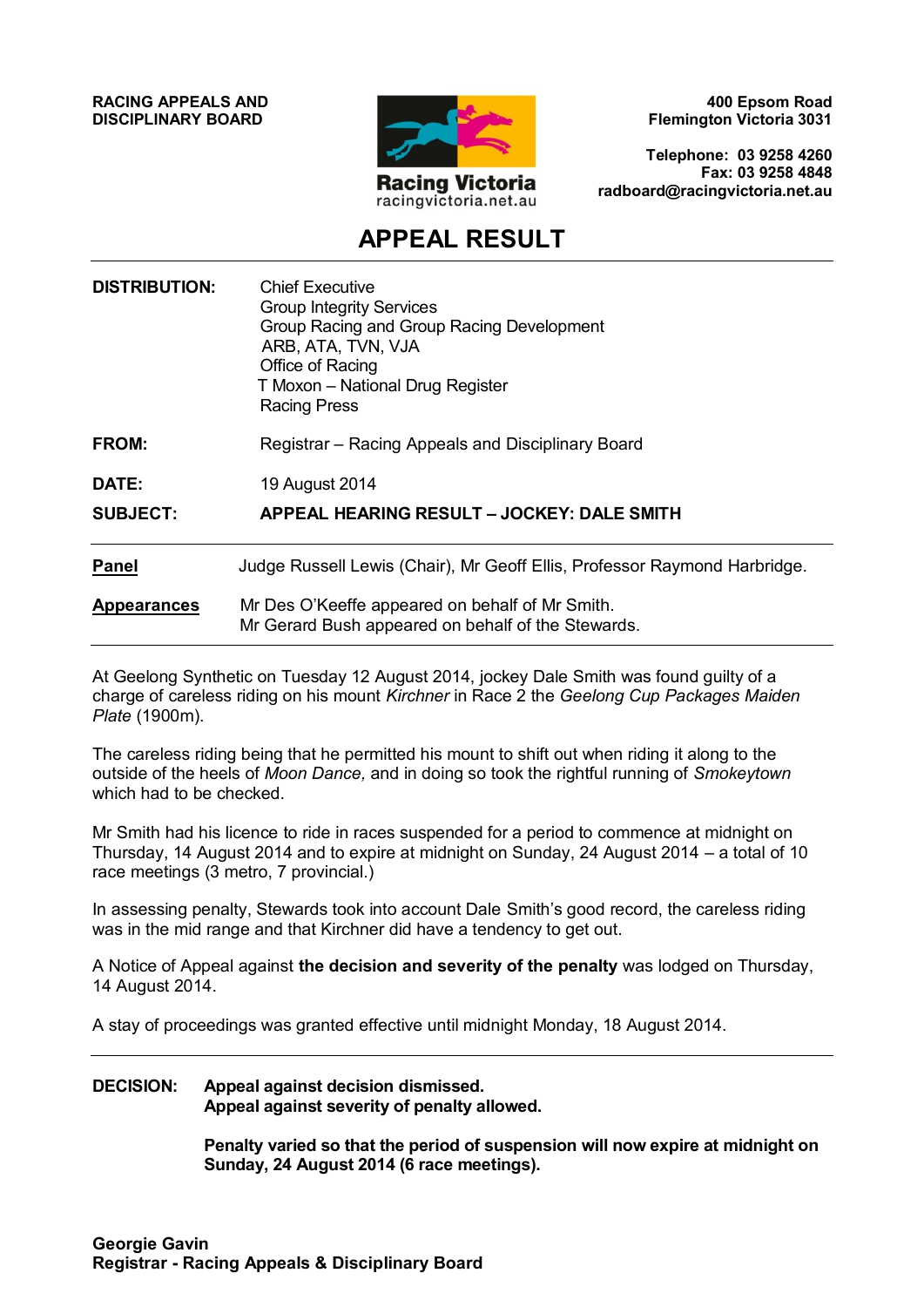**RACING APPEALS AND DISCIPLINARY BOARD**

Racing Victoria
racingvictoria.net.au

**400 Epsom Road**
**Flemington Victoria 3031**

**Telephone: 03 9258 4260**
**Fax: 03 9258 4848**
**radboard@racingvictoria.net.au**

# APPEAL RESULT

---

**DISTRIBUTION:** Chief Executive
Group Integrity Services
Group Racing and Group Racing Development
ARB, ATA, TVN, VJA
Office of Racing
T Moxon – National Drug Register
Racing Press

**FROM:** Registrar – Racing Appeals and Disciplinary Board

**DATE:** 19 August 2014

**SUBJECT:** **APPEAL HEARING RESULT – JOCKEY: DALE SMITH**

---

**Panel** Judge Russell Lewis (Chair), Mr Geoff Ellis, Professor Raymond Harbridge.

**Appearances** Mr Des O'Keeffe appeared on behalf of Mr Smith.
Mr Gerard Bush appeared on behalf of the Stewards.

---

At Geelong Synthetic on Tuesday 12 August 2014, jockey Dale Smith was found guilty of a charge of careless riding on his mount *Kirchner* in Race 2 the *Geelong Cup Packages Maiden Plate* (1900m).

The careless riding being that he permitted his mount to shift out when riding it along to the outside of the heels of *Moon Dance,* and in doing so took the rightful running of *Smokeytown* which had to be checked.

Mr Smith had his licence to ride in races suspended for a period to commence at midnight on Thursday, 14 August 2014 and to expire at midnight on Sunday, 24 August 2014 – a total of 10 race meetings (3 metro, 7 provincial.)

In assessing penalty, Stewards took into account Dale Smith's good record, the careless riding was in the mid range and that Kirchner did have a tendency to get out.

A Notice of Appeal against **the decision and severity of the penalty** was lodged on Thursday, 14 August 2014.

A stay of proceedings was granted effective until midnight Monday, 18 August 2014.

---

**DECISION:** **Appeal against decision dismissed.**
**Appeal against severity of penalty allowed.**

**Penalty varied so that the period of suspension will now expire at midnight on Sunday, 24 August 2014 (6 race meetings).**

**Georgie Gavin**
**Registrar - Racing Appeals & Disciplinary Board**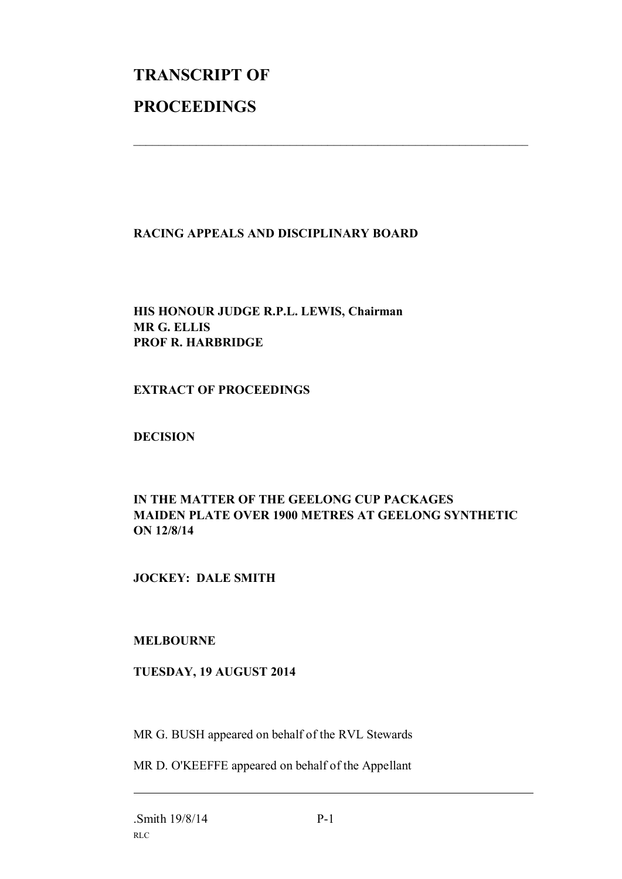# TRANSCRIPT OF PROCEEDINGS

---

**RACING APPEALS AND DISCIPLINARY BOARD**

**HIS HONOUR JUDGE R.P.L. LEWIS, Chairman**
**MR G. ELLIS**
**PROF R. HARBRIDGE**

**EXTRACT OF PROCEEDINGS**

**DECISION**

**IN THE MATTER OF THE GEELONG CUP PACKAGES MAIDEN PLATE OVER 1900 METRES AT GEELONG SYNTHETIC ON 12/8/14**

**JOCKEY: DALE SMITH**

**MELBOURNE**

**TUESDAY, 19 AUGUST 2014**

MR G. BUSH appeared on behalf of the RVL Stewards

MR D. O'KEEFFE appeared on behalf of the Appellant

---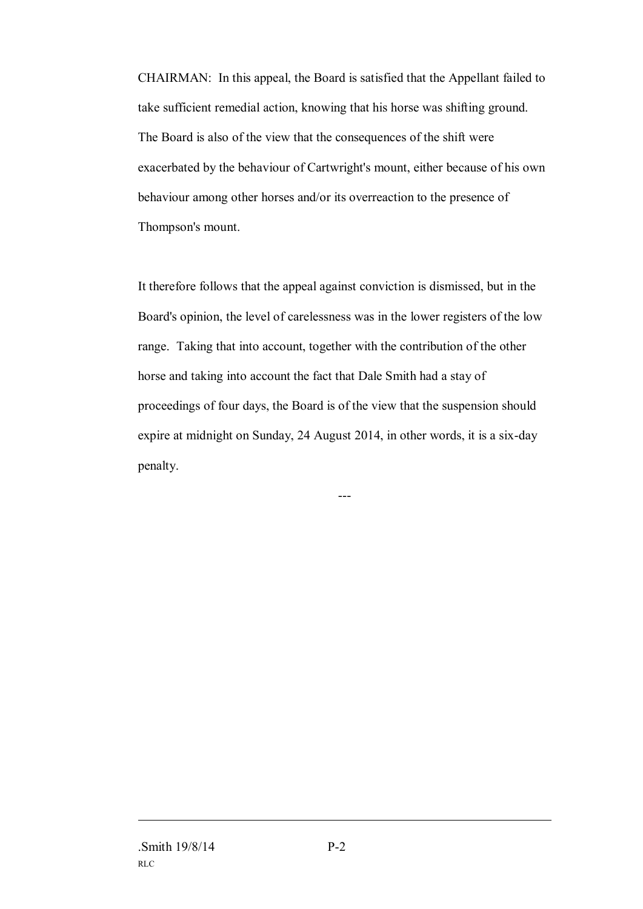CHAIRMAN: In this appeal, the Board is satisfied that the Appellant failed to take sufficient remedial action, knowing that his horse was shifting ground. The Board is also of the view that the consequences of the shift were exacerbated by the behaviour of Cartwright's mount, either because of his own behaviour among other horses and/or its overreaction to the presence of Thompson's mount.

It therefore follows that the appeal against conviction is dismissed, but in the Board's opinion, the level of carelessness was in the lower registers of the low range. Taking that into account, together with the contribution of the other horse and taking into account the fact that Dale Smith had a stay of proceedings of four days, the Board is of the view that the suspension should expire at midnight on Sunday, 24 August 2014, in other words, it is a six-day penalty.

---